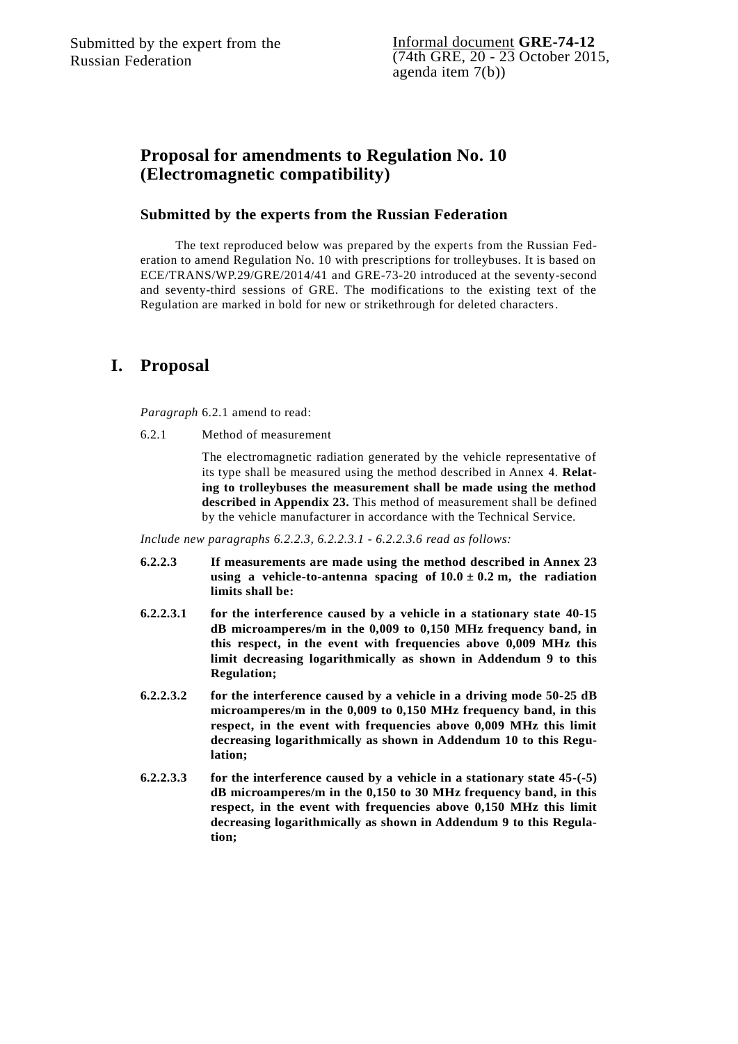Submitted by the expert from the Russian Federation

Informal document **GRE-74-12**
(74th GRE, 20 - 23 October 2015, agenda item 7(b))

## Proposal for amendments to Regulation No. 10 (Electromagnetic compatibility)

### Submitted by the experts from the Russian Federation

The text reproduced below was prepared by the experts from the Russian Federation to amend Regulation No. 10 with prescriptions for trolleybuses. It is based on ECE/TRANS/WP.29/GRE/2014/41 and GRE-73-20 introduced at the seventy-second and seventy-third sessions of GRE. The modifications to the existing text of the Regulation are marked in bold for new or strikethrough for deleted characters.

# I. Proposal

*Paragraph* 6.2.1 amend to read:

6.2.1 Method of measurement

The electromagnetic radiation generated by the vehicle representative of its type shall be measured using the method described in Annex 4. **Relating to trolleybuses the measurement shall be made using the method described in Appendix 23.** This method of measurement shall be defined by the vehicle manufacturer in accordance with the Technical Service.

*Include new paragraphs 6.2.2.3, 6.2.2.3.1 - 6.2.2.3.6 read as follows:*

**6.2.2.3 If measurements are made using the method described in Annex 23 using a vehicle-to-antenna spacing of 10.0 ± 0.2 m, the radiation limits shall be:**

**6.2.2.3.1 for the interference caused by a vehicle in a stationary state 40-15 dB microamperes/m in the 0,009 to 0,150 MHz frequency band, in this respect, in the event with frequencies above 0,009 MHz this limit decreasing logarithmically as shown in Addendum 9 to this Regulation;**

**6.2.2.3.2 for the interference caused by a vehicle in a driving mode 50-25 dB microamperes/m in the 0,009 to 0,150 MHz frequency band, in this respect, in the event with frequencies above 0,009 MHz this limit decreasing logarithmically as shown in Addendum 10 to this Regulation;**

**6.2.2.3.3 for the interference caused by a vehicle in a stationary state 45-(-5) dB microamperes/m in the 0,150 to 30 MHz frequency band, in this respect, in the event with frequencies above 0,150 MHz this limit decreasing logarithmically as shown in Addendum 9 to this Regulation;**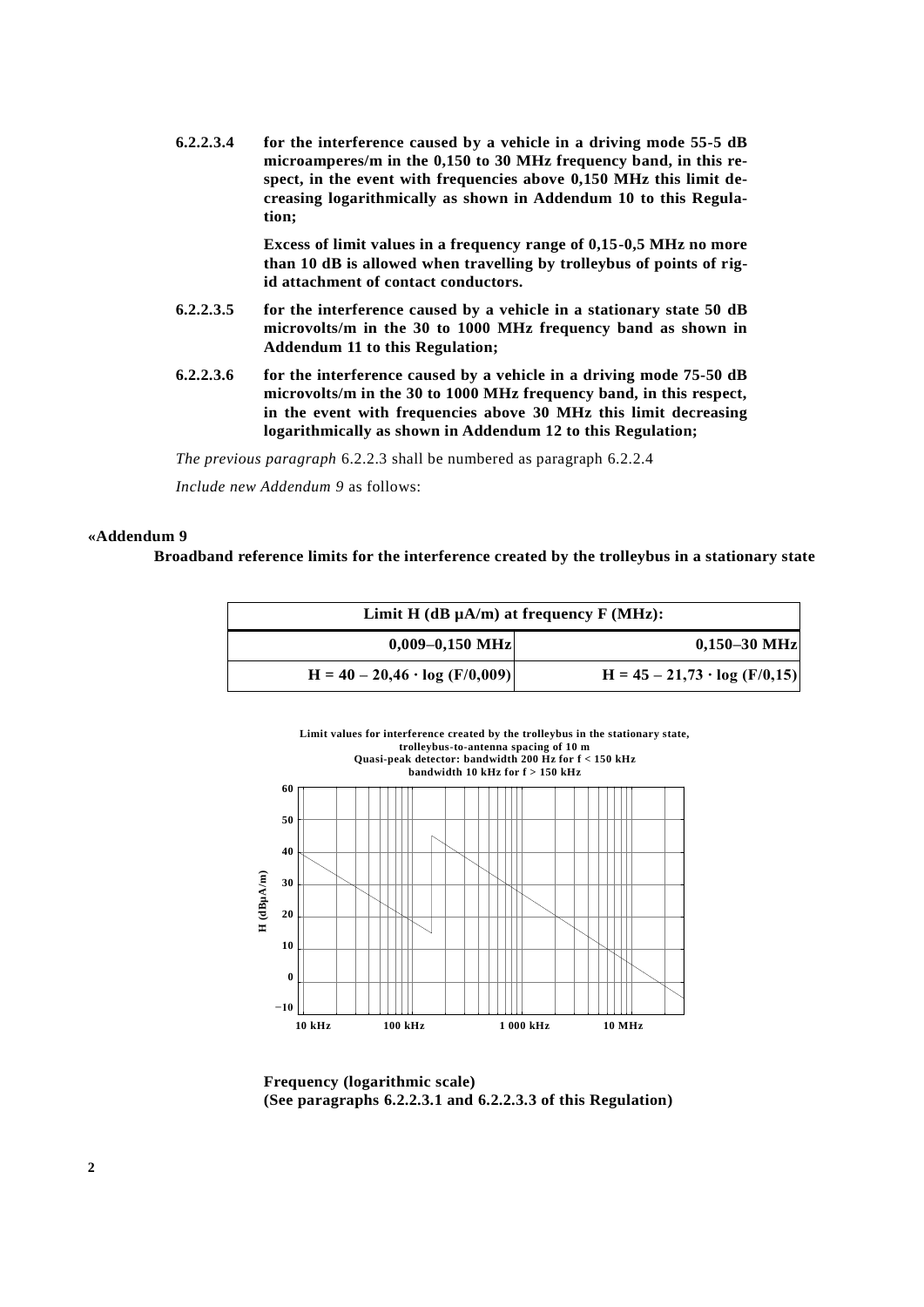**6.2.2.3.4** **for the interference caused by a vehicle in a driving mode 55-5 dB microamperes/m in the 0,150 to 30 MHz frequency band, in this respect, in the event with frequencies above 0,150 MHz this limit decreasing logarithmically as shown in Addendum 10 to this Regulation;**

**Excess of limit values in a frequency range of 0,15-0,5 MHz no more than 10 dB is allowed when travelling by trolleybus of points of rigid attachment of contact conductors.**

**6.2.2.3.5** **for the interference caused by a vehicle in a stationary state 50 dB microvolts/m in the 30 to 1000 MHz frequency band as shown in Addendum 11 to this Regulation;**

**6.2.2.3.6** **for the interference caused by a vehicle in a driving mode 75-50 dB microvolts/m in the 30 to 1000 MHz frequency band, in this respect, in the event with frequencies above 30 MHz this limit decreasing logarithmically as shown in Addendum 12 to this Regulation;**

*The previous paragraph* 6.2.2.3 shall be numbered as paragraph 6.2.2.4

*Include new Addendum 9* as follows:

## «Addendum 9

### Broadband reference limits for the interference created by the trolleybus in a stationary state

| Limit H (dB µA/m) at frequency F (MHz): | |
|---|---|
| **0,009–0,150 MHz** | **0,150–30 MHz** |
| $H = 40 - 20{,}46 \cdot \log(F/0{,}009)$ | $H = 45 - 21{,}73 \cdot \log(F/0{,}15)$ |

Limit values for interference created by the trolleybus in the stationary state, trolleybus-to-antenna spacing of 10 m

Quasi-peak detector: bandwidth 200 Hz for f < 150 kHz

bandwidth 10 kHz for f > 150 kHz

H (dBµA/m)

60
50
40
30
20
10
0
−10

10 kHz
100 kHz
1 000 kHz
10 MHz

**Frequency (logarithmic scale)**
**(See paragraphs 6.2.2.3.1 and 6.2.2.3.3 of this Regulation)**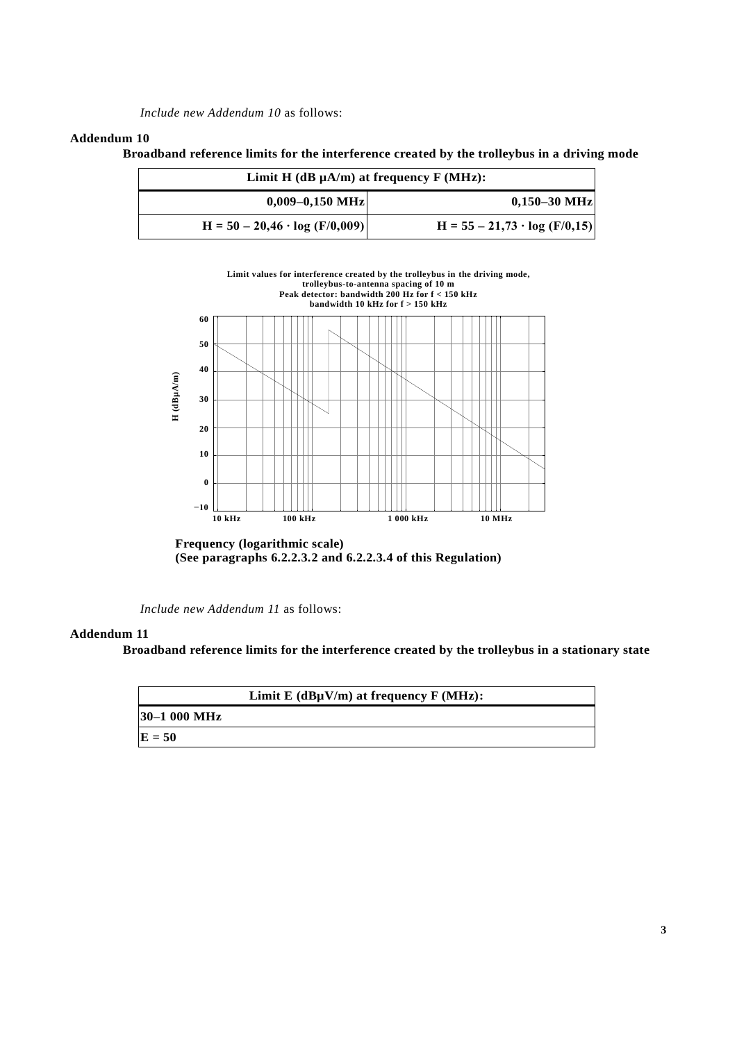*Include new Addendum 10* as follows:

**Addendum 10**

**Broadband reference limits for the interference created by the trolleybus in a driving mode**

| Limit H (dB µA/m) at frequency F (MHz): | |
|---|---|
| **0,009–0,150 MHz** | **0,150–30 MHz** |
| **H = 50 – 20,46 · log (F/0,009)** | **H = 55 – 21,73 · log (F/0,15)** |

**Limit values for interference created by the trolleybus in the driving mode,**
**trolleybus-to-antenna spacing of 10 m**
**Peak detector: bandwidth 200 Hz for f < 150 kHz**
**bandwidth 10 kHz for f > 150 kHz**

**H (dBµA/m)**

**60**
**50**
**40**
**30**
**20**
**10**
**0**
**–10**

**10 kHz**
**100 kHz**
**1 000 kHz**
**10 MHz**

**Frequency (logarithmic scale)**
**(See paragraphs 6.2.2.3.2 and 6.2.2.3.4 of this Regulation)**

*Include new Addendum 11* as follows:

**Addendum 11**

**Broadband reference limits for the interference created by the trolleybus in a stationary state**

| Limit E (dBµV/m) at frequency F (MHz): |
|---|
| **30–1 000 MHz** |
| **E = 50** |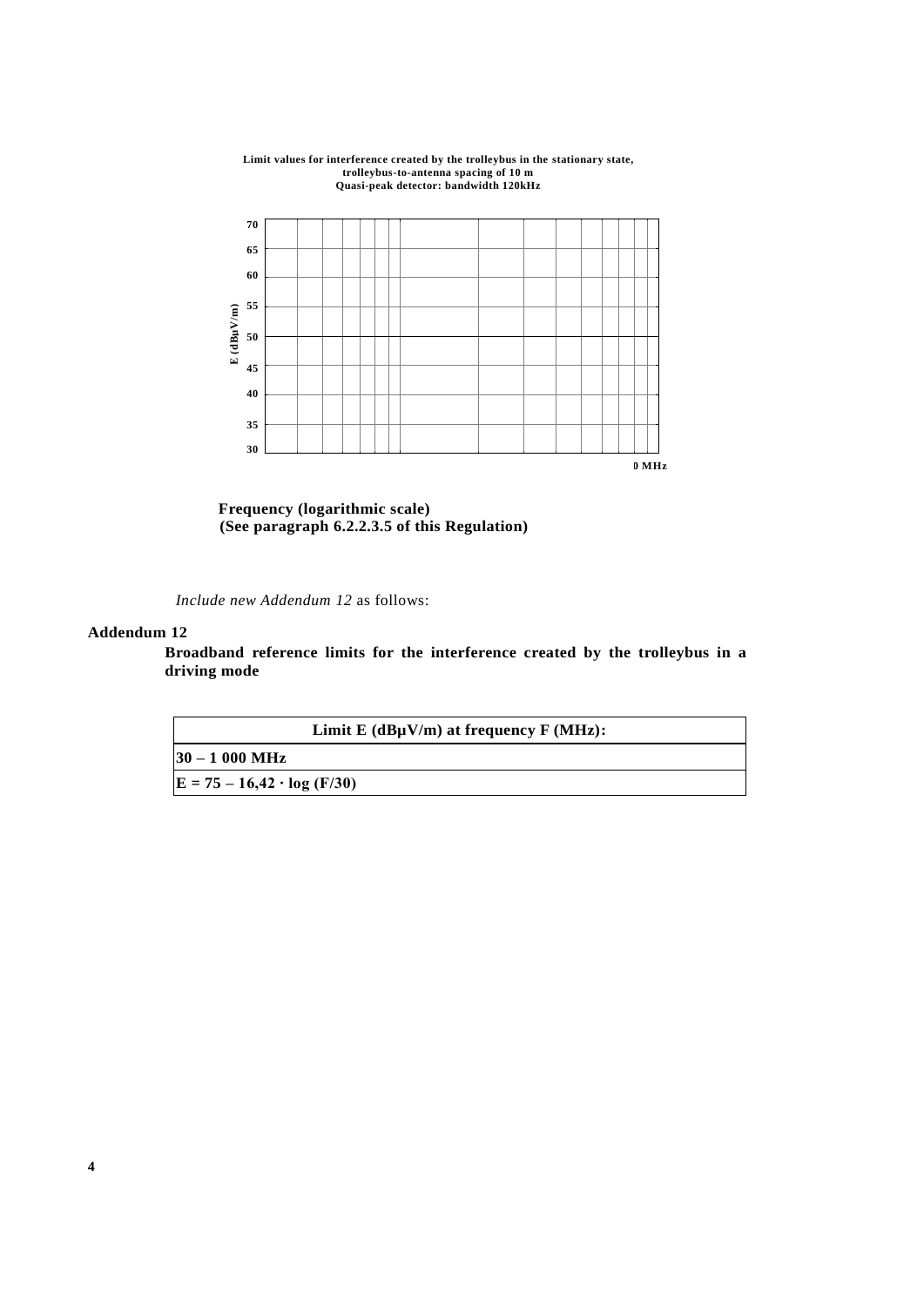Limit values for interference created by the trolleybus in the stationary state,
trolleybus-to-antenna spacing of 10 m
Quasi-peak detector: bandwidth 120kHz

70
65
60
55
50
45
40
35
30

E (dBµV/m)

0 MHz

**Frequency (logarithmic scale)**
**(See paragraph 6.2.2.3.5 of this Regulation)**

*Include new Addendum 12* as follows:

## Addendum 12

### Broadband reference limits for the interference created by the trolleybus in a driving mode

| Limit E (dBµV/m) at frequency F (MHz): |
| --- |
| **30 – 1 000 MHz** |
| **E = 75 – 16,42 · log (F/30)** |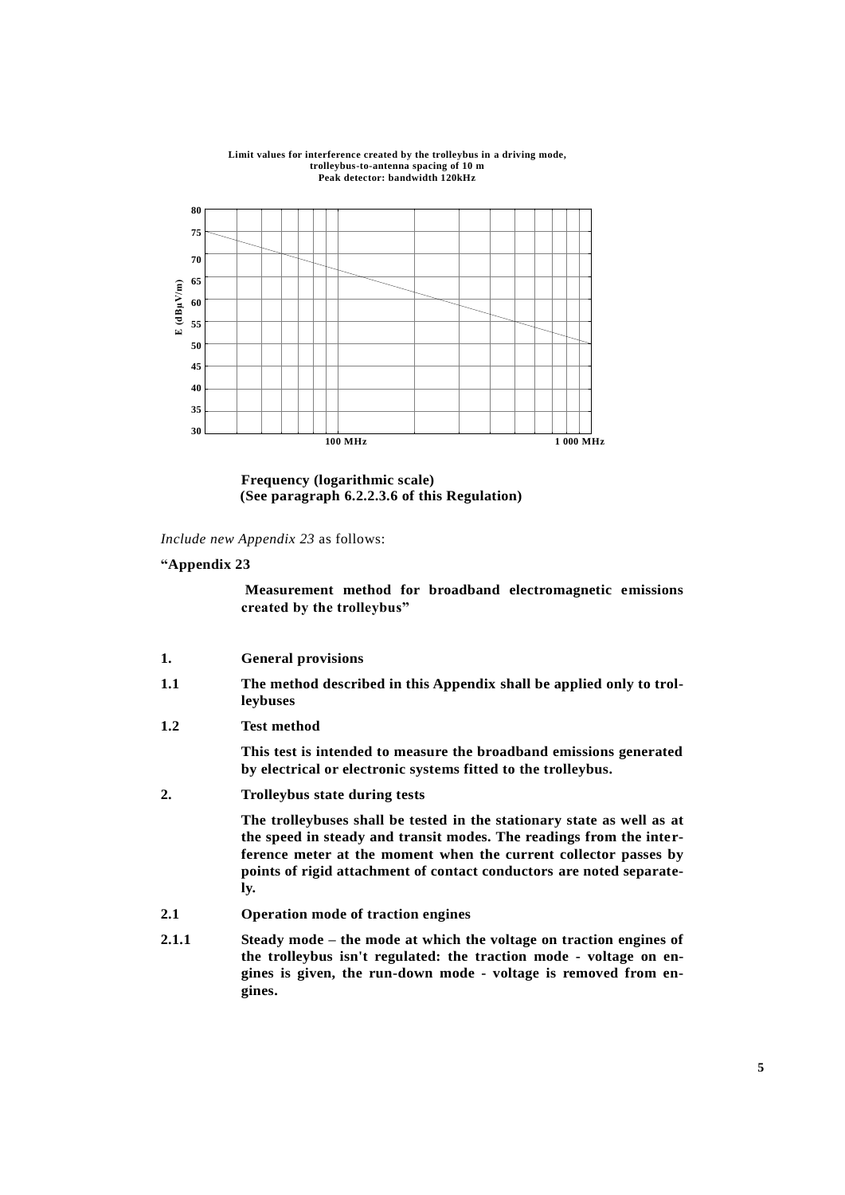Limit values for interference created by the trolleybus in a driving mode,
trolleybus-to-antenna spacing of 10 m
Peak detector: bandwidth 120kHz

80
75
70
65
60
55
50
45
40
35
30

E (dBµV/m)

100 MHz
1 000 MHz

**Frequency (logarithmic scale)**
**(See paragraph 6.2.2.3.6 of this Regulation)**

*Include new Appendix 23* as follows:

**"Appendix 23**

**Measurement method for broadband electromagnetic emissions created by the trolleybus"**

**1. General provisions**

**1.1 The method described in this Appendix shall be applied only to trolleybuses**

**1.2 Test method**

**This test is intended to measure the broadband emissions generated by electrical or electronic systems fitted to the trolleybus.**

**2. Trolleybus state during tests**

**The trolleybuses shall be tested in the stationary state as well as at the speed in steady and transit modes. The readings from the interference meter at the moment when the current collector passes by points of rigid attachment of contact conductors are noted separately.**

**2.1 Operation mode of traction engines**

**2.1.1 Steady mode – the mode at which the voltage on traction engines of the trolleybus isn't regulated: the traction mode - voltage on engines is given, the run-down mode - voltage is removed from engines.**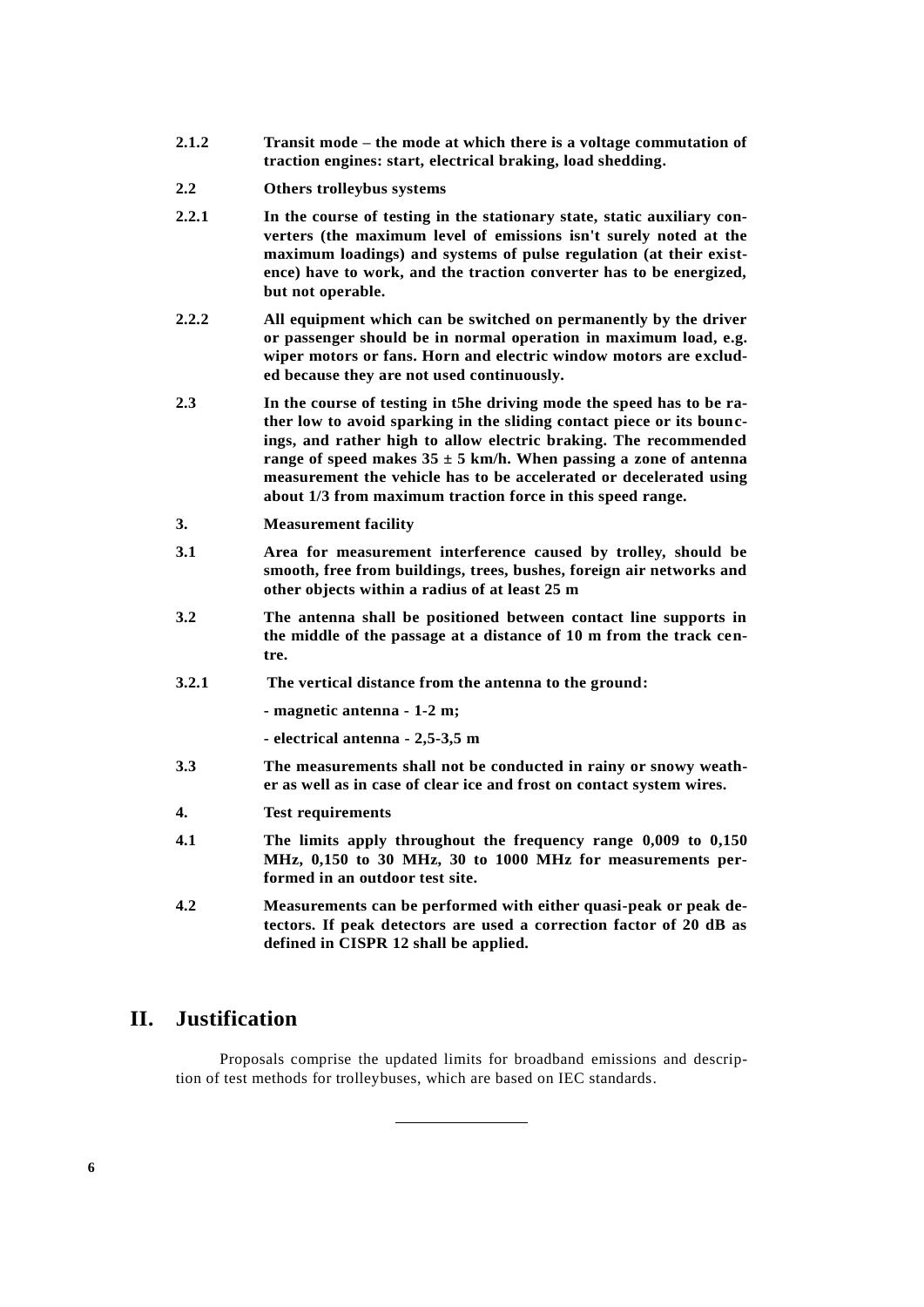**2.1.2 Transit mode – the mode at which there is a voltage commutation of traction engines: start, electrical braking, load shedding.**

**2.2 Others trolleybus systems**

**2.2.1 In the course of testing in the stationary state, static auxiliary converters (the maximum level of emissions isn't surely noted at the maximum loadings) and systems of pulse regulation (at their existence) have to work, and the traction converter has to be energized, but not operable.**

**2.2.2 All equipment which can be switched on permanently by the driver or passenger should be in normal operation in maximum load, e.g. wiper motors or fans. Horn and electric window motors are excluded because they are not used continuously.**

**2.3 In the course of testing in t5he driving mode the speed has to be rather low to avoid sparking in the sliding contact piece or its bouncings, and rather high to allow electric braking. The recommended range of speed makes 35 ± 5 km/h. When passing a zone of antenna measurement the vehicle has to be accelerated or decelerated using about 1/3 from maximum traction force in this speed range.**

**3. Measurement facility**

**3.1 Area for measurement interference caused by trolley, should be smooth, free from buildings, trees, bushes, foreign air networks and other objects within a radius of at least 25 m**

**3.2 The antenna shall be positioned between contact line supports in the middle of the passage at a distance of 10 m from the track centre.**

**3.2.1 The vertical distance from the antenna to the ground:**

**- magnetic antenna - 1-2 m;**

**- electrical antenna - 2,5-3,5 m**

**3.3 The measurements shall not be conducted in rainy or snowy weather as well as in case of clear ice and frost on contact system wires.**

**4. Test requirements**

**4.1 The limits apply throughout the frequency range 0,009 to 0,150 MHz, 0,150 to 30 MHz, 30 to 1000 MHz for measurements performed in an outdoor test site.**

**4.2 Measurements can be performed with either quasi-peak or peak detectors. If peak detectors are used a correction factor of 20 dB as defined in CISPR 12 shall be applied.**

## II. Justification

Proposals comprise the updated limits for broadband emissions and description of test methods for trolleybuses, which are based on IEC standards.